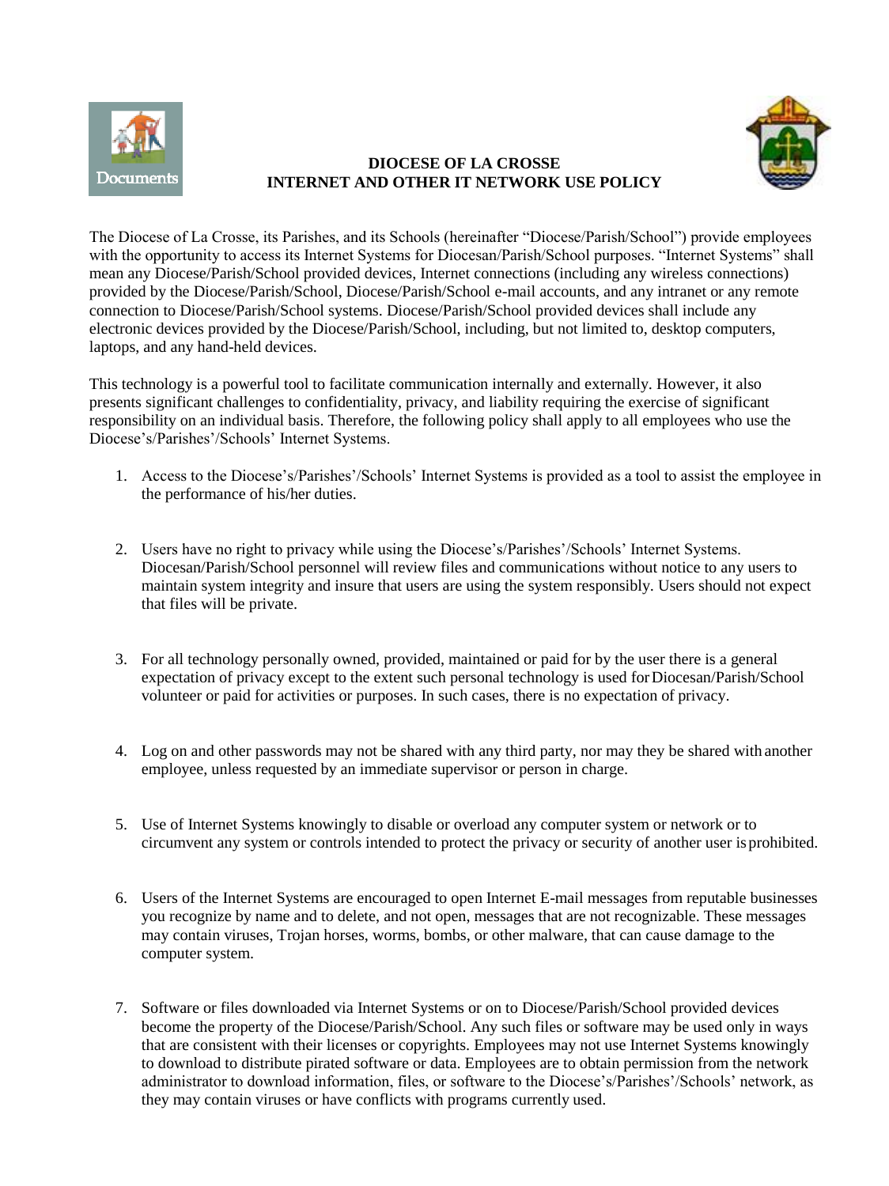# DIOCESE OF LA CROSSE
# INTERNET AND OTHER IT NETWORK USE POLICY

The Diocese of La Crosse, its Parishes, and its Schools (hereinafter "Diocese/Parish/School") provide employees with the opportunity to access its Internet Systems for Diocesan/Parish/School purposes. "Internet Systems" shall mean any Diocese/Parish/School provided devices, Internet connections (including any wireless connections) provided by the Diocese/Parish/School, Diocese/Parish/School e-mail accounts, and any intranet or any remote connection to Diocese/Parish/School systems. Diocese/Parish/School provided devices shall include any electronic devices provided by the Diocese/Parish/School, including, but not limited to, desktop computers, laptops, and any hand-held devices.

This technology is a powerful tool to facilitate communication internally and externally. However, it also presents significant challenges to confidentiality, privacy, and liability requiring the exercise of significant responsibility on an individual basis. Therefore, the following policy shall apply to all employees who use the Diocese's/Parishes'/Schools' Internet Systems.

1. Access to the Diocese's/Parishes'/Schools' Internet Systems is provided as a tool to assist the employee in the performance of his/her duties.

2. Users have no right to privacy while using the Diocese's/Parishes'/Schools' Internet Systems. Diocesan/Parish/School personnel will review files and communications without notice to any users to maintain system integrity and insure that users are using the system responsibly. Users should not expect that files will be private.

3. For all technology personally owned, provided, maintained or paid for by the user there is a general expectation of privacy except to the extent such personal technology is used for Diocesan/Parish/School volunteer or paid for activities or purposes. In such cases, there is no expectation of privacy.

4. Log on and other passwords may not be shared with any third party, nor may they be shared with another employee, unless requested by an immediate supervisor or person in charge.

5. Use of Internet Systems knowingly to disable or overload any computer system or network or to circumvent any system or controls intended to protect the privacy or security of another user is prohibited.

6. Users of the Internet Systems are encouraged to open Internet E-mail messages from reputable businesses you recognize by name and to delete, and not open, messages that are not recognizable. These messages may contain viruses, Trojan horses, worms, bombs, or other malware, that can cause damage to the computer system.

7. Software or files downloaded via Internet Systems or on to Diocese/Parish/School provided devices become the property of the Diocese/Parish/School. Any such files or software may be used only in ways that are consistent with their licenses or copyrights. Employees may not use Internet Systems knowingly to download to distribute pirated software or data. Employees are to obtain permission from the network administrator to download information, files, or software to the Diocese's/Parishes'/Schools' network, as they may contain viruses or have conflicts with programs currently used.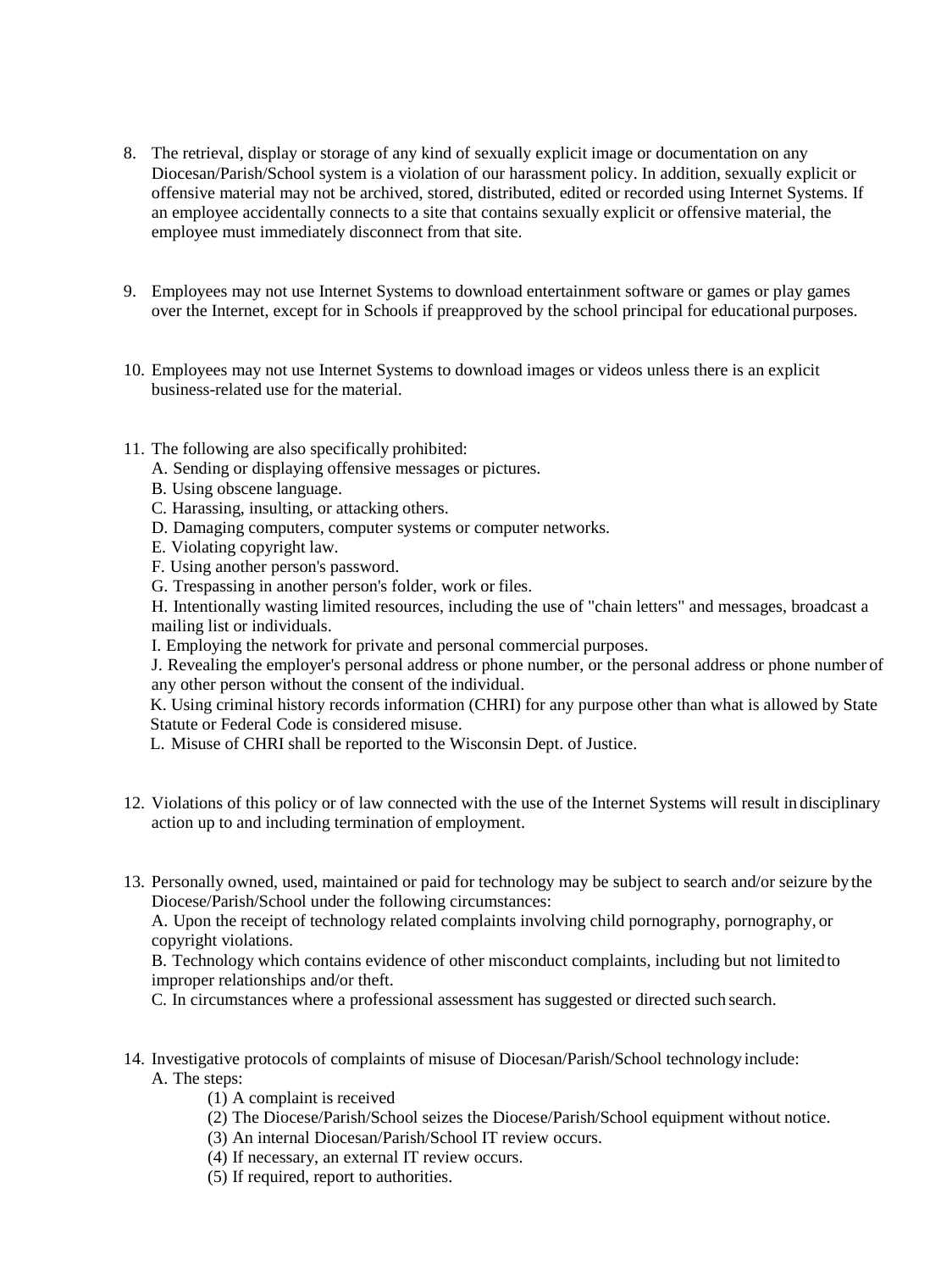8. The retrieval, display or storage of any kind of sexually explicit image or documentation on any Diocesan/Parish/School system is a violation of our harassment policy. In addition, sexually explicit or offensive material may not be archived, stored, distributed, edited or recorded using Internet Systems. If an employee accidentally connects to a site that contains sexually explicit or offensive material, the employee must immediately disconnect from that site.

9. Employees may not use Internet Systems to download entertainment software or games or play games over the Internet, except for in Schools if preapproved by the school principal for educational purposes.

10. Employees may not use Internet Systems to download images or videos unless there is an explicit business-related use for the material.

11. The following are also specifically prohibited:
    A. Sending or displaying offensive messages or pictures.
    B. Using obscene language.
    C. Harassing, insulting, or attacking others.
    D. Damaging computers, computer systems or computer networks.
    E. Violating copyright law.
    F. Using another person's password.
    G. Trespassing in another person's folder, work or files.
    H. Intentionally wasting limited resources, including the use of "chain letters" and messages, broadcast a mailing list or individuals.
    I. Employing the network for private and personal commercial purposes.
    J. Revealing the employer's personal address or phone number, or the personal address or phone number of any other person without the consent of the individual.
    K. Using criminal history records information (CHRI) for any purpose other than what is allowed by State Statute or Federal Code is considered misuse.
    L. Misuse of CHRI shall be reported to the Wisconsin Dept. of Justice.

12. Violations of this policy or of law connected with the use of the Internet Systems will result in disciplinary action up to and including termination of employment.

13. Personally owned, used, maintained or paid for technology may be subject to search and/or seizure by the Diocese/Parish/School under the following circumstances:
    A. Upon the receipt of technology related complaints involving child pornography, pornography, or copyright violations.
    B. Technology which contains evidence of other misconduct complaints, including but not limited to improper relationships and/or theft.
    C. In circumstances where a professional assessment has suggested or directed such search.

14. Investigative protocols of complaints of misuse of Diocesan/Parish/School technology include:
    A. The steps:
        (1) A complaint is received
        (2) The Diocese/Parish/School seizes the Diocese/Parish/School equipment without notice.
        (3) An internal Diocesan/Parish/School IT review occurs.
        (4) If necessary, an external IT review occurs.
        (5) If required, report to authorities.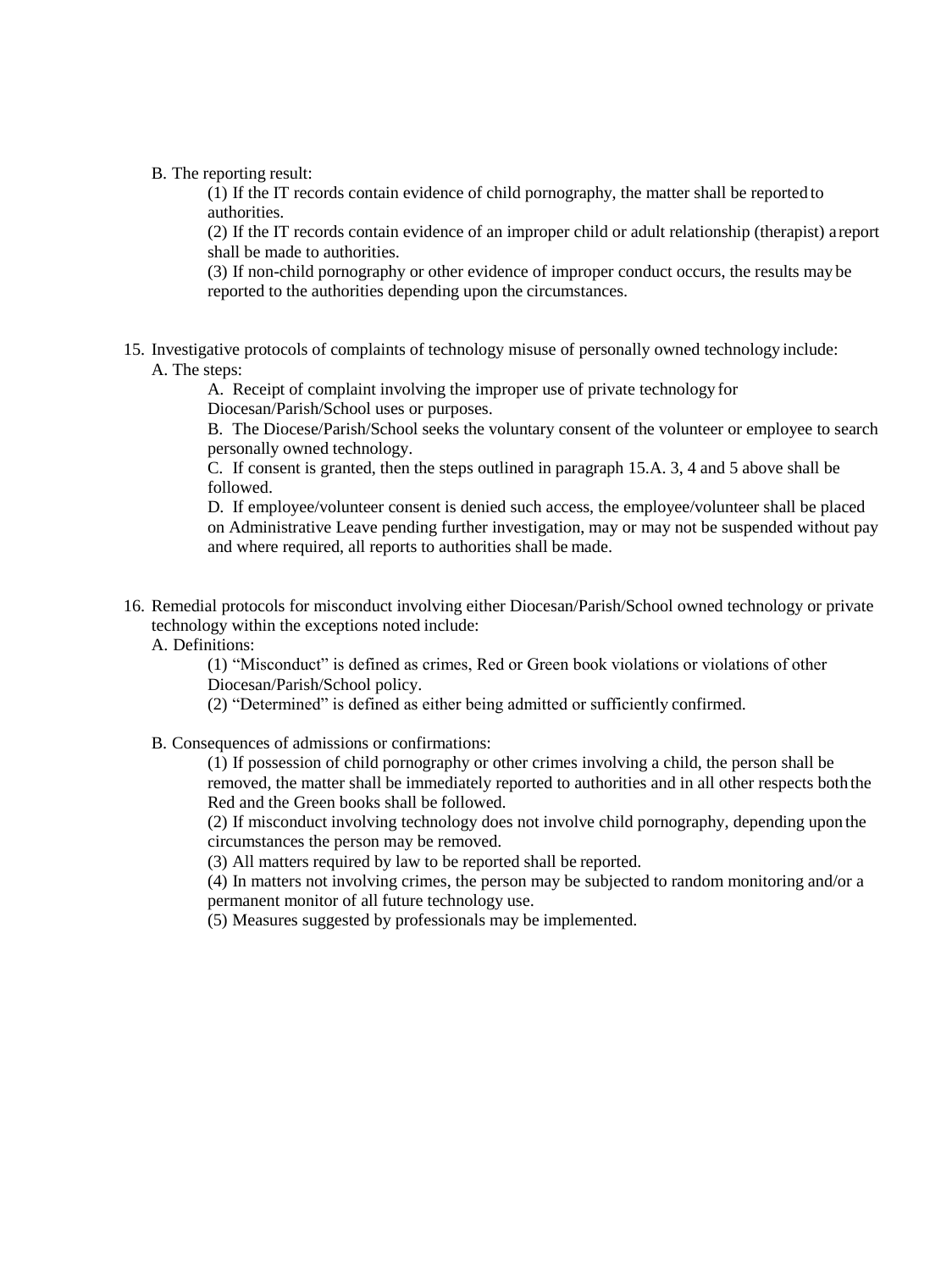B. The reporting result:

(1) If the IT records contain evidence of child pornography, the matter shall be reported to authorities.

(2) If the IT records contain evidence of an improper child or adult relationship (therapist) a report shall be made to authorities.

(3) If non-child pornography or other evidence of improper conduct occurs, the results may be reported to the authorities depending upon the circumstances.

15. Investigative protocols of complaints of technology misuse of personally owned technology include:

A. The steps:

A. Receipt of complaint involving the improper use of private technology for Diocesan/Parish/School uses or purposes.

B. The Diocese/Parish/School seeks the voluntary consent of the volunteer or employee to search personally owned technology.

C. If consent is granted, then the steps outlined in paragraph 15.A. 3, 4 and 5 above shall be followed.

D. If employee/volunteer consent is denied such access, the employee/volunteer shall be placed on Administrative Leave pending further investigation, may or may not be suspended without pay and where required, all reports to authorities shall be made.

16. Remedial protocols for misconduct involving either Diocesan/Parish/School owned technology or private technology within the exceptions noted include:

A. Definitions:

(1) "Misconduct" is defined as crimes, Red or Green book violations or violations of other Diocesan/Parish/School policy.

(2) "Determined" is defined as either being admitted or sufficiently confirmed.

B. Consequences of admissions or confirmations:

(1) If possession of child pornography or other crimes involving a child, the person shall be removed, the matter shall be immediately reported to authorities and in all other respects both the Red and the Green books shall be followed.

(2) If misconduct involving technology does not involve child pornography, depending upon the circumstances the person may be removed.

(3) All matters required by law to be reported shall be reported.

(4) In matters not involving crimes, the person may be subjected to random monitoring and/or a permanent monitor of all future technology use.

(5) Measures suggested by professionals may be implemented.